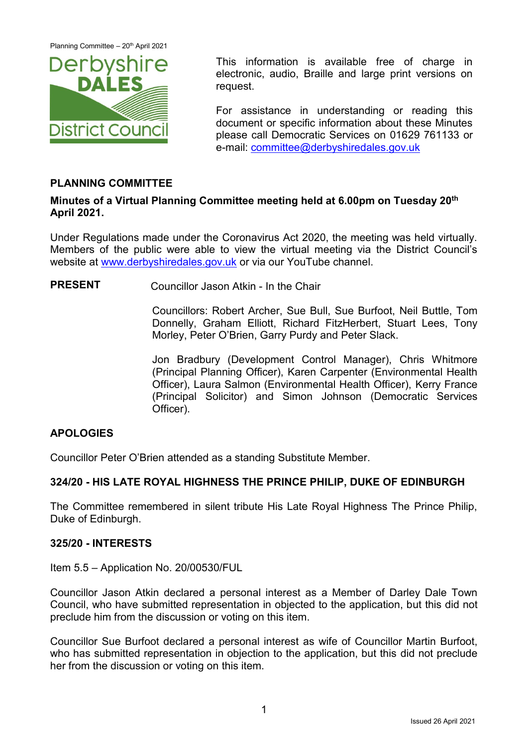This information is available free of charge in electronic, audio, Braille and large print versions on request.

For assistance in understanding or reading this document or specific information about these Minutes please call Democratic Services on 01629 761133 or e-mail: committee@derbyshiredales.gov.uk

## PLANNING COMMITTEE

**Minutes of a Virtual Planning Committee meeting held at 6.00pm on Tuesday 20th April 2021.**

Under Regulations made under the Coronavirus Act 2020, the meeting was held virtually. Members of the public were able to view the virtual meeting via the District Council's website at www.derbyshiredales.gov.uk or via our YouTube channel.

**PRESENT** Councillor Jason Atkin - In the Chair

Councillors: Robert Archer, Sue Bull, Sue Burfoot, Neil Buttle, Tom Donnelly, Graham Elliott, Richard FitzHerbert, Stuart Lees, Tony Morley, Peter O'Brien, Garry Purdy and Peter Slack.

Jon Bradbury (Development Control Manager), Chris Whitmore (Principal Planning Officer), Karen Carpenter (Environmental Health Officer), Laura Salmon (Environmental Health Officer), Kerry France (Principal Solicitor) and Simon Johnson (Democratic Services Officer).

### APOLOGIES

Councillor Peter O'Brien attended as a standing Substitute Member.

### 324/20 - HIS LATE ROYAL HIGHNESS THE PRINCE PHILIP, DUKE OF EDINBURGH

The Committee remembered in silent tribute His Late Royal Highness The Prince Philip, Duke of Edinburgh.

### 325/20 - INTERESTS

Item 5.5 – Application No. 20/00530/FUL

Councillor Jason Atkin declared a personal interest as a Member of Darley Dale Town Council, who have submitted representation in objected to the application, but this did not preclude him from the discussion or voting on this item.

Councillor Sue Burfoot declared a personal interest as wife of Councillor Martin Burfoot, who has submitted representation in objection to the application, but this did not preclude her from the discussion or voting on this item.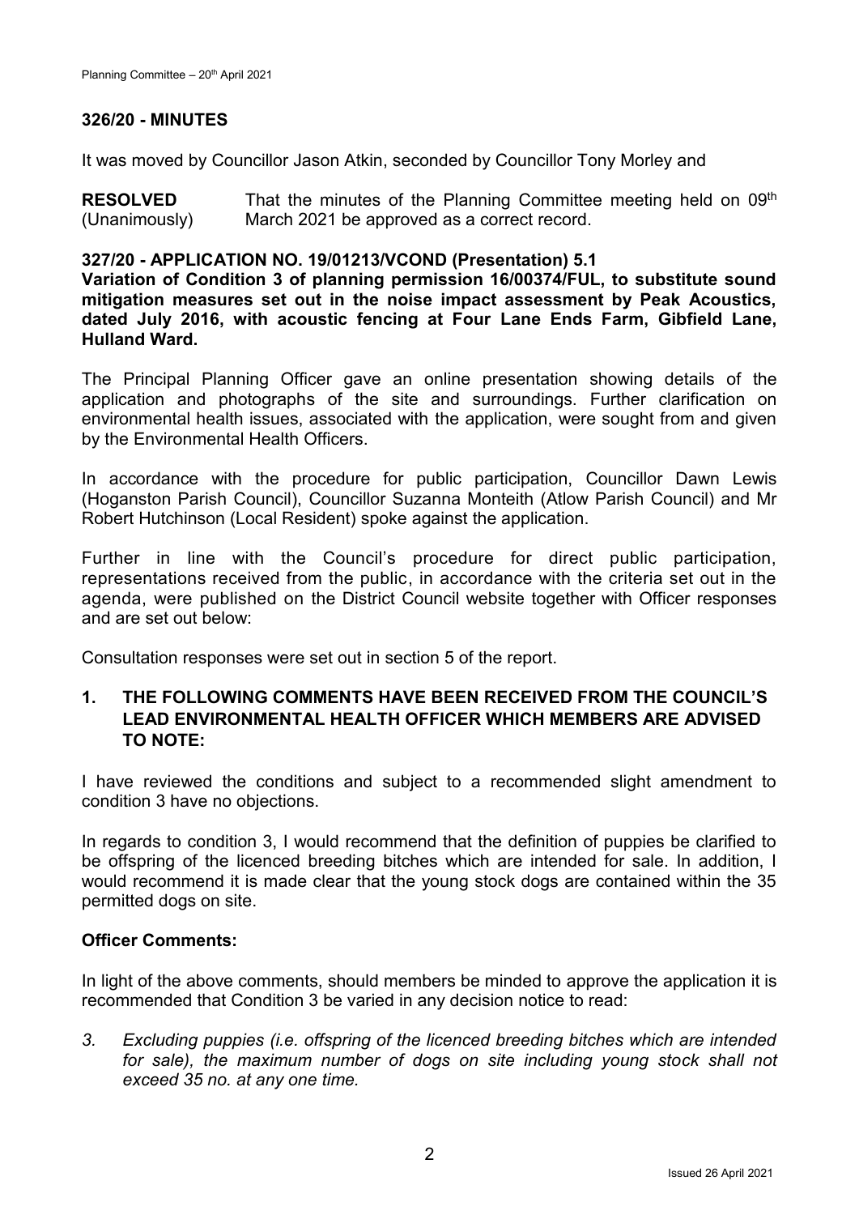## 326/20 - MINUTES

It was moved by Councillor Jason Atkin, seconded by Councillor Tony Morley and

**RESOLVED** (Unanimously) That the minutes of the Planning Committee meeting held on 09th March 2021 be approved as a correct record.

## 327/20 - APPLICATION NO. 19/01213/VCOND (Presentation) 5.1

**Variation of Condition 3 of planning permission 16/00374/FUL, to substitute sound mitigation measures set out in the noise impact assessment by Peak Acoustics, dated July 2016, with acoustic fencing at Four Lane Ends Farm, Gibfield Lane, Hulland Ward.**

The Principal Planning Officer gave an online presentation showing details of the application and photographs of the site and surroundings. Further clarification on environmental health issues, associated with the application, were sought from and given by the Environmental Health Officers.

In accordance with the procedure for public participation, Councillor Dawn Lewis (Hoganston Parish Council), Councillor Suzanna Monteith (Atlow Parish Council) and Mr Robert Hutchinson (Local Resident) spoke against the application.

Further in line with the Council's procedure for direct public participation, representations received from the public, in accordance with the criteria set out in the agenda, were published on the District Council website together with Officer responses and are set out below:

Consultation responses were set out in section 5 of the report.

### 1. THE FOLLOWING COMMENTS HAVE BEEN RECEIVED FROM THE COUNCIL'S LEAD ENVIRONMENTAL HEALTH OFFICER WHICH MEMBERS ARE ADVISED TO NOTE:

I have reviewed the conditions and subject to a recommended slight amendment to condition 3 have no objections.

In regards to condition 3, I would recommend that the definition of puppies be clarified to be offspring of the licenced breeding bitches which are intended for sale. In addition, I would recommend it is made clear that the young stock dogs are contained within the 35 permitted dogs on site.

**Officer Comments:**

In light of the above comments, should members be minded to approve the application it is recommended that Condition 3 be varied in any decision notice to read:

*3. Excluding puppies (i.e. offspring of the licenced breeding bitches which are intended for sale), the maximum number of dogs on site including young stock shall not exceed 35 no. at any one time.*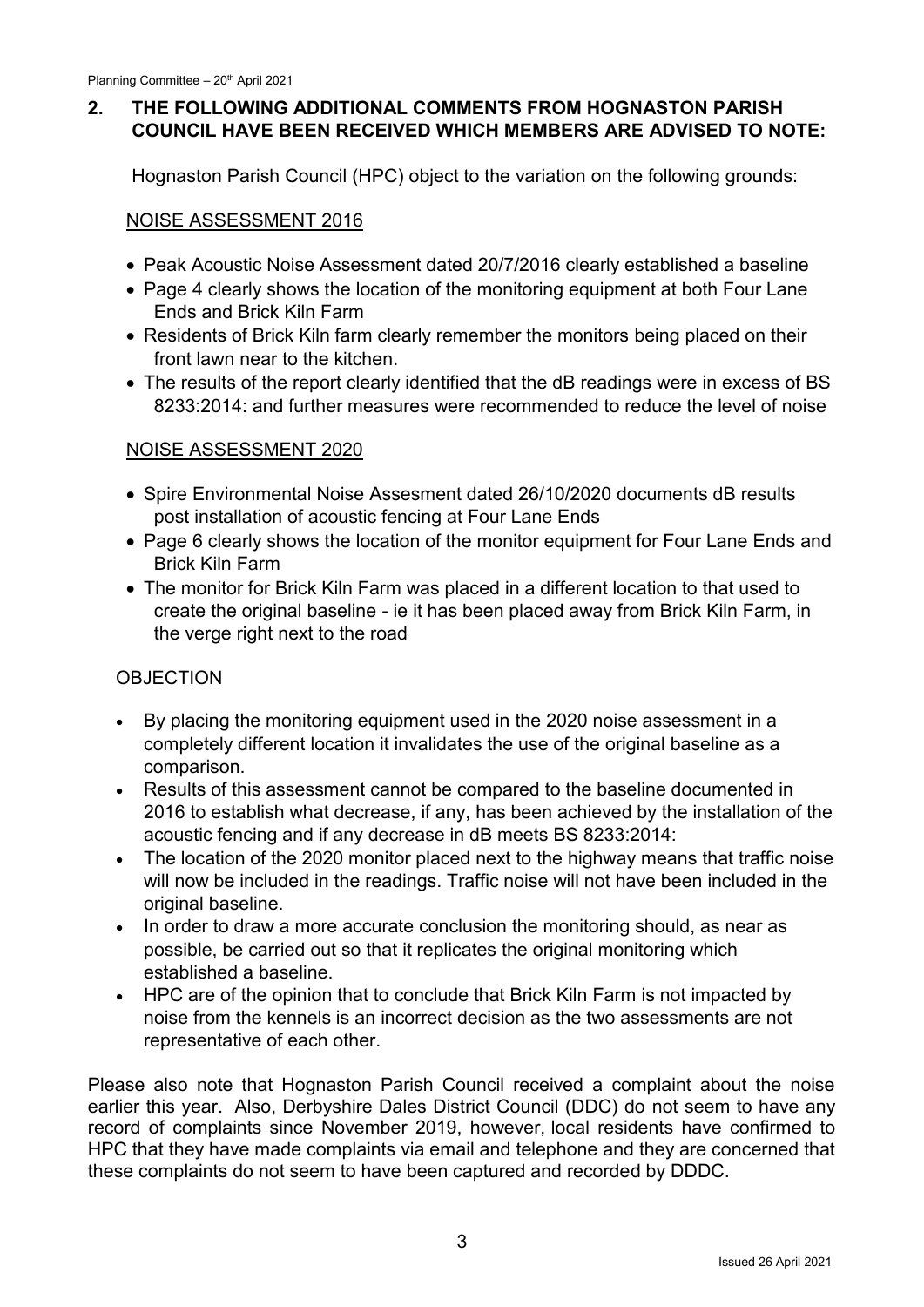## 2. THE FOLLOWING ADDITIONAL COMMENTS FROM HOGNASTON PARISH COUNCIL HAVE BEEN RECEIVED WHICH MEMBERS ARE ADVISED TO NOTE:

Hognaston Parish Council (HPC) object to the variation on the following grounds:

NOISE ASSESSMENT 2016

- Peak Acoustic Noise Assessment dated 20/7/2016 clearly established a baseline
- Page 4 clearly shows the location of the monitoring equipment at both Four Lane Ends and Brick Kiln Farm
- Residents of Brick Kiln farm clearly remember the monitors being placed on their front lawn near to the kitchen.
- The results of the report clearly identified that the dB readings were in excess of BS 8233:2014: and further measures were recommended to reduce the level of noise

NOISE ASSESSMENT 2020

- Spire Environmental Noise Assesment dated 26/10/2020 documents dB results post installation of acoustic fencing at Four Lane Ends
- Page 6 clearly shows the location of the monitor equipment for Four Lane Ends and Brick Kiln Farm
- The monitor for Brick Kiln Farm was placed in a different location to that used to create the original baseline - ie it has been placed away from Brick Kiln Farm, in the verge right next to the road

OBJECTION

- By placing the monitoring equipment used in the 2020 noise assessment in a completely different location it invalidates the use of the original baseline as a comparison.
- Results of this assessment cannot be compared to the baseline documented in 2016 to establish what decrease, if any, has been achieved by the installation of the acoustic fencing and if any decrease in dB meets BS 8233:2014:
- The location of the 2020 monitor placed next to the highway means that traffic noise will now be included in the readings. Traffic noise will not have been included in the original baseline.
- In order to draw a more accurate conclusion the monitoring should, as near as possible, be carried out so that it replicates the original monitoring which established a baseline.
- HPC are of the opinion that to conclude that Brick Kiln Farm is not impacted by noise from the kennels is an incorrect decision as the two assessments are not representative of each other.

Please also note that Hognaston Parish Council received a complaint about the noise earlier this year. Also, Derbyshire Dales District Council (DDC) do not seem to have any record of complaints since November 2019, however, local residents have confirmed to HPC that they have made complaints via email and telephone and they are concerned that these complaints do not seem to have been captured and recorded by DDDC.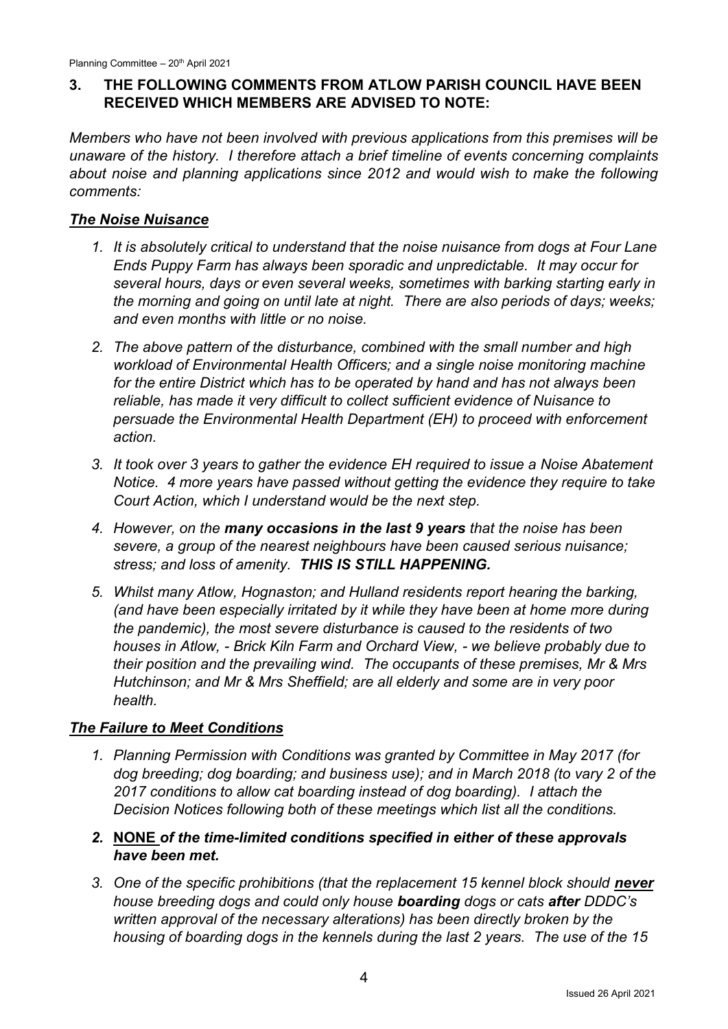## 3. THE FOLLOWING COMMENTS FROM ATLOW PARISH COUNCIL HAVE BEEN RECEIVED WHICH MEMBERS ARE ADVISED TO NOTE:

*Members who have not been involved with previous applications from this premises will be unaware of the history. I therefore attach a brief timeline of events concerning complaints about noise and planning applications since 2012 and would wish to make the following comments:*

### ***The Noise Nuisance***

1. *It is absolutely critical to understand that the noise nuisance from dogs at Four Lane Ends Puppy Farm has always been sporadic and unpredictable. It may occur for several hours, days or even several weeks, sometimes with barking starting early in the morning and going on until late at night. There are also periods of days; weeks; and even months with little or no noise.*
2. *The above pattern of the disturbance, combined with the small number and high workload of Environmental Health Officers; and a single noise monitoring machine for the entire District which has to be operated by hand and has not always been reliable, has made it very difficult to collect sufficient evidence of Nuisance to persuade the Environmental Health Department (EH) to proceed with enforcement action.*
3. *It took over 3 years to gather the evidence EH required to issue a Noise Abatement Notice. 4 more years have passed without getting the evidence they require to take Court Action, which I understand would be the next step.*
4. *However, on the **many occasions in the last 9 years** that the noise has been severe, a group of the nearest neighbours have been caused serious nuisance; stress; and loss of amenity. **THIS IS STILL HAPPENING.***
5. *Whilst many Atlow, Hognaston; and Hulland residents report hearing the barking, (and have been especially irritated by it while they have been at home more during the pandemic), the most severe disturbance is caused to the residents of two houses in Atlow, - Brick Kiln Farm and Orchard View, - we believe probably due to their position and the prevailing wind. The occupants of these premises, Mr & Mrs Hutchinson; and Mr & Mrs Sheffield; are all elderly and some are in very poor health.*

### ***The Failure to Meet Conditions***

1. *Planning Permission with Conditions was granted by Committee in May 2017 (for dog breeding; dog boarding; and business use); and in March 2018 (to vary 2 of the 2017 conditions to allow cat boarding instead of dog boarding). I attach the Decision Notices following both of these meetings which list all the conditions.*
2. ***NONE** of the time-limited conditions specified in either of these approvals have been met.*
3. *One of the specific prohibitions (that the replacement 15 kennel block should **never** house breeding dogs and could only house **boarding** dogs or cats **after** DDDC's written approval of the necessary alterations) has been directly broken by the housing of boarding dogs in the kennels during the last 2 years. The use of the 15*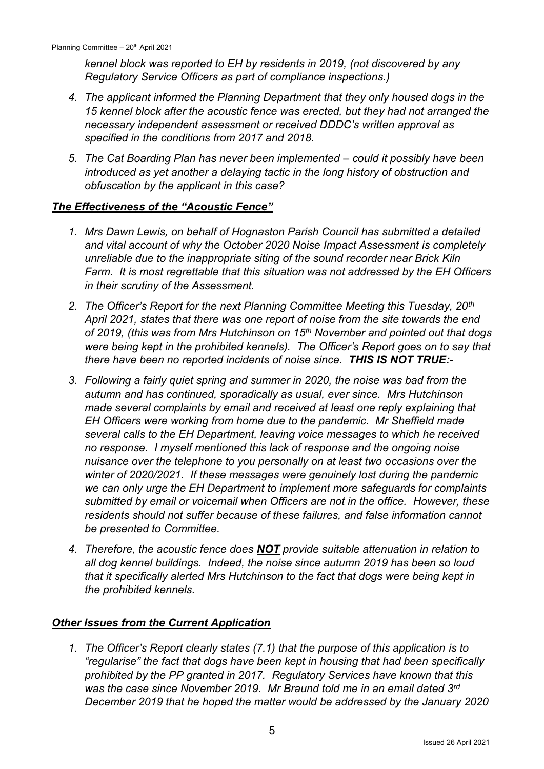*kennel block was reported to EH by residents in 2019, (not discovered by any Regulatory Service Officers as part of compliance inspections.)*

4. *The applicant informed the Planning Department that they only housed dogs in the 15 kennel block after the acoustic fence was erected, but they had not arranged the necessary independent assessment or received DDDC's written approval as specified in the conditions from 2017 and 2018.*
5. *The Cat Boarding Plan has never been implemented – could it possibly have been introduced as yet another a delaying tactic in the long history of obstruction and obfuscation by the applicant in this case?*

## ***The Effectiveness of the "Acoustic Fence"***

1. *Mrs Dawn Lewis, on behalf of Hognaston Parish Council has submitted a detailed and vital account of why the October 2020 Noise Impact Assessment is completely unreliable due to the inappropriate siting of the sound recorder near Brick Kiln Farm. It is most regrettable that this situation was not addressed by the EH Officers in their scrutiny of the Assessment.*
2. *The Officer's Report for the next Planning Committee Meeting this Tuesday, 20th April 2021, states that there was one report of noise from the site towards the end of 2019, (this was from Mrs Hutchinson on 15th November and pointed out that dogs were being kept in the prohibited kennels). The Officer's Report goes on to say that there have been no reported incidents of noise since.* ***THIS IS NOT TRUE:-***
3. *Following a fairly quiet spring and summer in 2020, the noise was bad from the autumn and has continued, sporadically as usual, ever since. Mrs Hutchinson made several complaints by email and received at least one reply explaining that EH Officers were working from home due to the pandemic. Mr Sheffield made several calls to the EH Department, leaving voice messages to which he received no response. I myself mentioned this lack of response and the ongoing noise nuisance over the telephone to you personally on at least two occasions over the winter of 2020/2021. If these messages were genuinely lost during the pandemic we can only urge the EH Department to implement more safeguards for complaints submitted by email or voicemail when Officers are not in the office. However, these residents should not suffer because of these failures, and false information cannot be presented to Committee.*
4. *Therefore, the acoustic fence does* ***NOT*** *provide suitable attenuation in relation to all dog kennel buildings. Indeed, the noise since autumn 2019 has been so loud that it specifically alerted Mrs Hutchinson to the fact that dogs were being kept in the prohibited kennels.*

## ***Other Issues from the Current Application***

1. *The Officer's Report clearly states (7.1) that the purpose of this application is to "regularise" the fact that dogs have been kept in housing that had been specifically prohibited by the PP granted in 2017. Regulatory Services have known that this was the case since November 2019. Mr Braund told me in an email dated 3rd December 2019 that he hoped the matter would be addressed by the January 2020*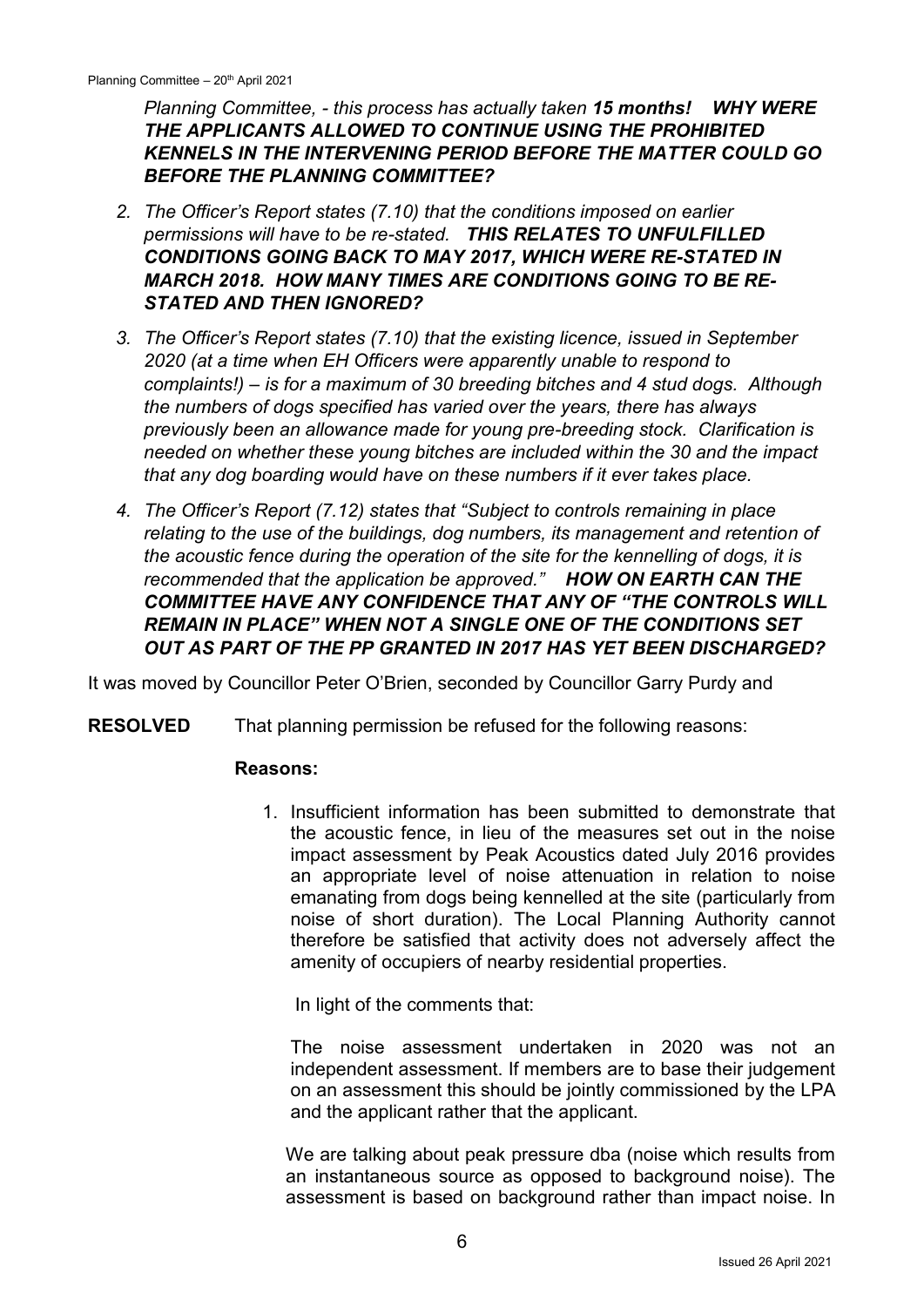*Planning Committee, - this process has actually taken **15 months!** **WHY WERE THE APPLICANTS ALLOWED TO CONTINUE USING THE PROHIBITED KENNELS IN THE INTERVENING PERIOD BEFORE THE MATTER COULD GO BEFORE THE PLANNING COMMITTEE?***

2. *The Officer's Report states (7.10) that the conditions imposed on earlier permissions will have to be re-stated.* ***THIS RELATES TO UNFULFILLED CONDITIONS GOING BACK TO MAY 2017, WHICH WERE RE-STATED IN MARCH 2018. HOW MANY TIMES ARE CONDITIONS GOING TO BE RE-STATED AND THEN IGNORED?***

3. *The Officer's Report states (7.10) that the existing licence, issued in September 2020 (at a time when EH Officers were apparently unable to respond to complaints!) – is for a maximum of 30 breeding bitches and 4 stud dogs. Although the numbers of dogs specified has varied over the years, there has always previously been an allowance made for young pre-breeding stock. Clarification is needed on whether these young bitches are included within the 30 and the impact that any dog boarding would have on these numbers if it ever takes place.*

4. *The Officer's Report (7.12) states that "Subject to controls remaining in place relating to the use of the buildings, dog numbers, its management and retention of the acoustic fence during the operation of the site for the kennelling of dogs, it is recommended that the application be approved."* ***HOW ON EARTH CAN THE COMMITTEE HAVE ANY CONFIDENCE THAT ANY OF "THE CONTROLS WILL REMAIN IN PLACE" WHEN NOT A SINGLE ONE OF THE CONDITIONS SET OUT AS PART OF THE PP GRANTED IN 2017 HAS YET BEEN DISCHARGED?***

It was moved by Councillor Peter O'Brien, seconded by Councillor Garry Purdy and

**RESOLVED** That planning permission be refused for the following reasons:

**Reasons:**

1. Insufficient information has been submitted to demonstrate that the acoustic fence, in lieu of the measures set out in the noise impact assessment by Peak Acoustics dated July 2016 provides an appropriate level of noise attenuation in relation to noise emanating from dogs being kennelled at the site (particularly from noise of short duration). The Local Planning Authority cannot therefore be satisfied that activity does not adversely affect the amenity of occupiers of nearby residential properties.

   In light of the comments that:

   The noise assessment undertaken in 2020 was not an independent assessment. If members are to base their judgement on an assessment this should be jointly commissioned by the LPA and the applicant rather that the applicant.

   We are talking about peak pressure dba (noise which results from an instantaneous source as opposed to background noise). The assessment is based on background rather than impact noise. In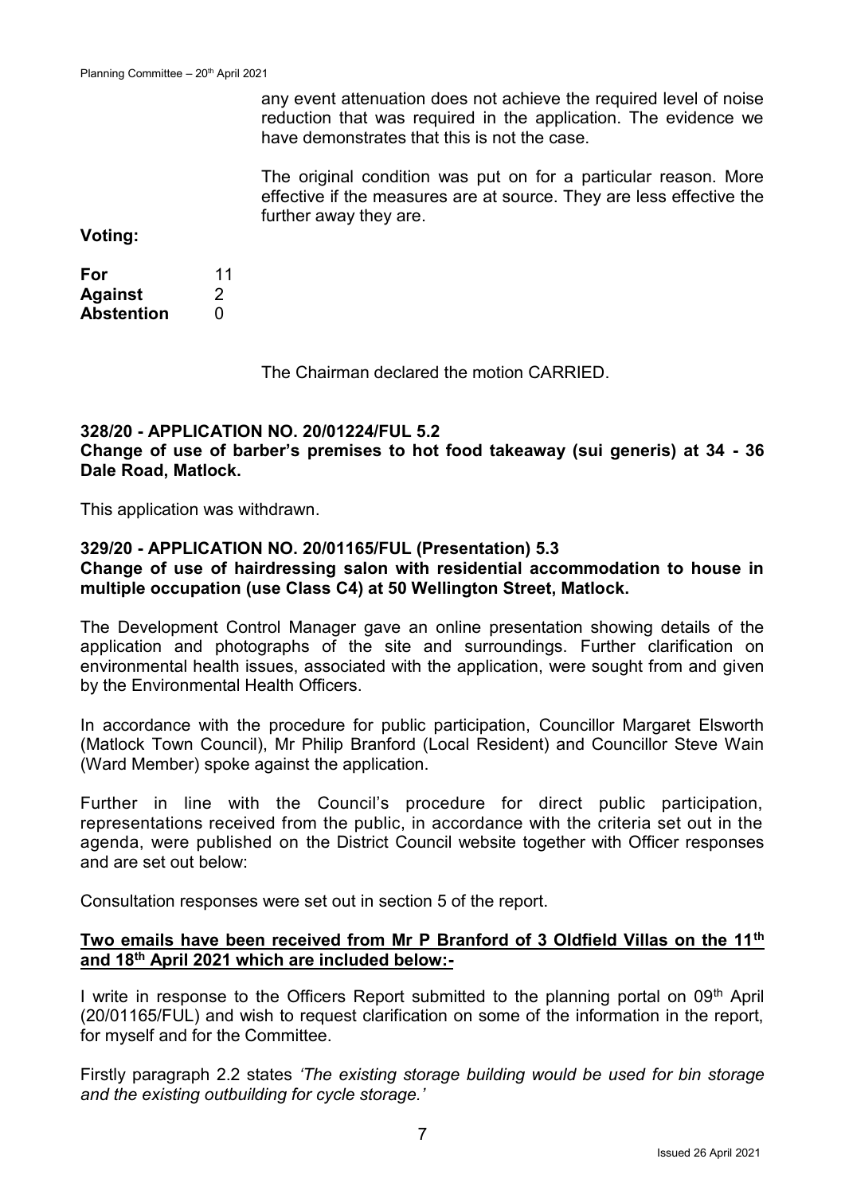any event attenuation does not achieve the required level of noise reduction that was required in the application. The evidence we have demonstrates that this is not the case.

The original condition was put on for a particular reason. More effective if the measures are at source. They are less effective the further away they are.

**Voting:**

| | |
|---|---|
| **For** | 11 |
| **Against** | 2 |
| **Abstention** | 0 |

The Chairman declared the motion CARRIED.

**328/20 - APPLICATION NO. 20/01224/FUL 5.2**
**Change of use of barber's premises to hot food takeaway (sui generis) at 34 - 36 Dale Road, Matlock.**

This application was withdrawn.

**329/20 - APPLICATION NO. 20/01165/FUL (Presentation) 5.3**
**Change of use of hairdressing salon with residential accommodation to house in multiple occupation (use Class C4) at 50 Wellington Street, Matlock.**

The Development Control Manager gave an online presentation showing details of the application and photographs of the site and surroundings. Further clarification on environmental health issues, associated with the application, were sought from and given by the Environmental Health Officers.

In accordance with the procedure for public participation, Councillor Margaret Elsworth (Matlock Town Council), Mr Philip Branford (Local Resident) and Councillor Steve Wain (Ward Member) spoke against the application.

Further in line with the Council's procedure for direct public participation, representations received from the public, in accordance with the criteria set out in the agenda, were published on the District Council website together with Officer responses and are set out below:

Consultation responses were set out in section 5 of the report.

**Two emails have been received from Mr P Branford of 3 Oldfield Villas on the 11th and 18th April 2021 which are included below:-**

I write in response to the Officers Report submitted to the planning portal on 09th April (20/01165/FUL) and wish to request clarification on some of the information in the report, for myself and for the Committee.

Firstly paragraph 2.2 states *'The existing storage building would be used for bin storage and the existing outbuilding for cycle storage.'*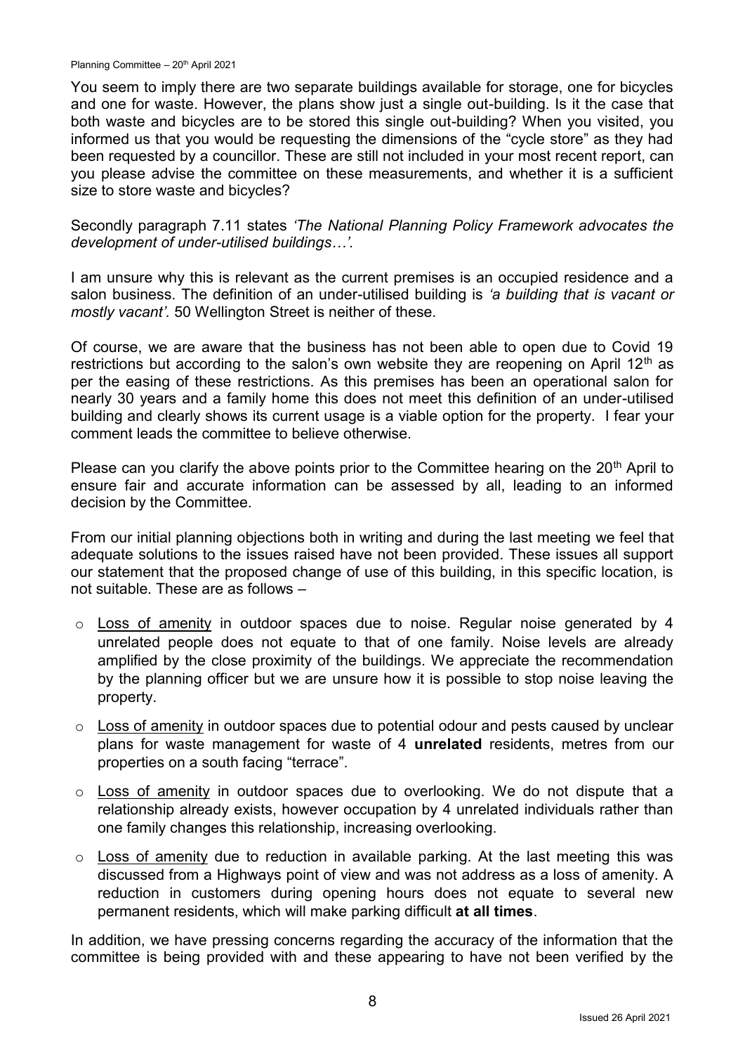You seem to imply there are two separate buildings available for storage, one for bicycles and one for waste. However, the plans show just a single out-building. Is it the case that both waste and bicycles are to be stored this single out-building? When you visited, you informed us that you would be requesting the dimensions of the "cycle store" as they had been requested by a councillor. These are still not included in your most recent report, can you please advise the committee on these measurements, and whether it is a sufficient size to store waste and bicycles?

Secondly paragraph 7.11 states *'The National Planning Policy Framework advocates the development of under-utilised buildings…'.*

I am unsure why this is relevant as the current premises is an occupied residence and a salon business. The definition of an under-utilised building is *'a building that is vacant or mostly vacant'.* 50 Wellington Street is neither of these.

Of course, we are aware that the business has not been able to open due to Covid 19 restrictions but according to the salon's own website they are reopening on April 12th as per the easing of these restrictions. As this premises has been an operational salon for nearly 30 years and a family home this does not meet this definition of an under-utilised building and clearly shows its current usage is a viable option for the property. I fear your comment leads the committee to believe otherwise.

Please can you clarify the above points prior to the Committee hearing on the 20th April to ensure fair and accurate information can be assessed by all, leading to an informed decision by the Committee.

From our initial planning objections both in writing and during the last meeting we feel that adequate solutions to the issues raised have not been provided. These issues all support our statement that the proposed change of use of this building, in this specific location, is not suitable. These are as follows –

- Loss of amenity in outdoor spaces due to noise. Regular noise generated by 4 unrelated people does not equate to that of one family. Noise levels are already amplified by the close proximity of the buildings. We appreciate the recommendation by the planning officer but we are unsure how it is possible to stop noise leaving the property.
- Loss of amenity in outdoor spaces due to potential odour and pests caused by unclear plans for waste management for waste of 4 **unrelated** residents, metres from our properties on a south facing "terrace".
- Loss of amenity in outdoor spaces due to overlooking. We do not dispute that a relationship already exists, however occupation by 4 unrelated individuals rather than one family changes this relationship, increasing overlooking.
- Loss of amenity due to reduction in available parking. At the last meeting this was discussed from a Highways point of view and was not address as a loss of amenity. A reduction in customers during opening hours does not equate to several new permanent residents, which will make parking difficult **at all times**.

In addition, we have pressing concerns regarding the accuracy of the information that the committee is being provided with and these appearing to have not been verified by the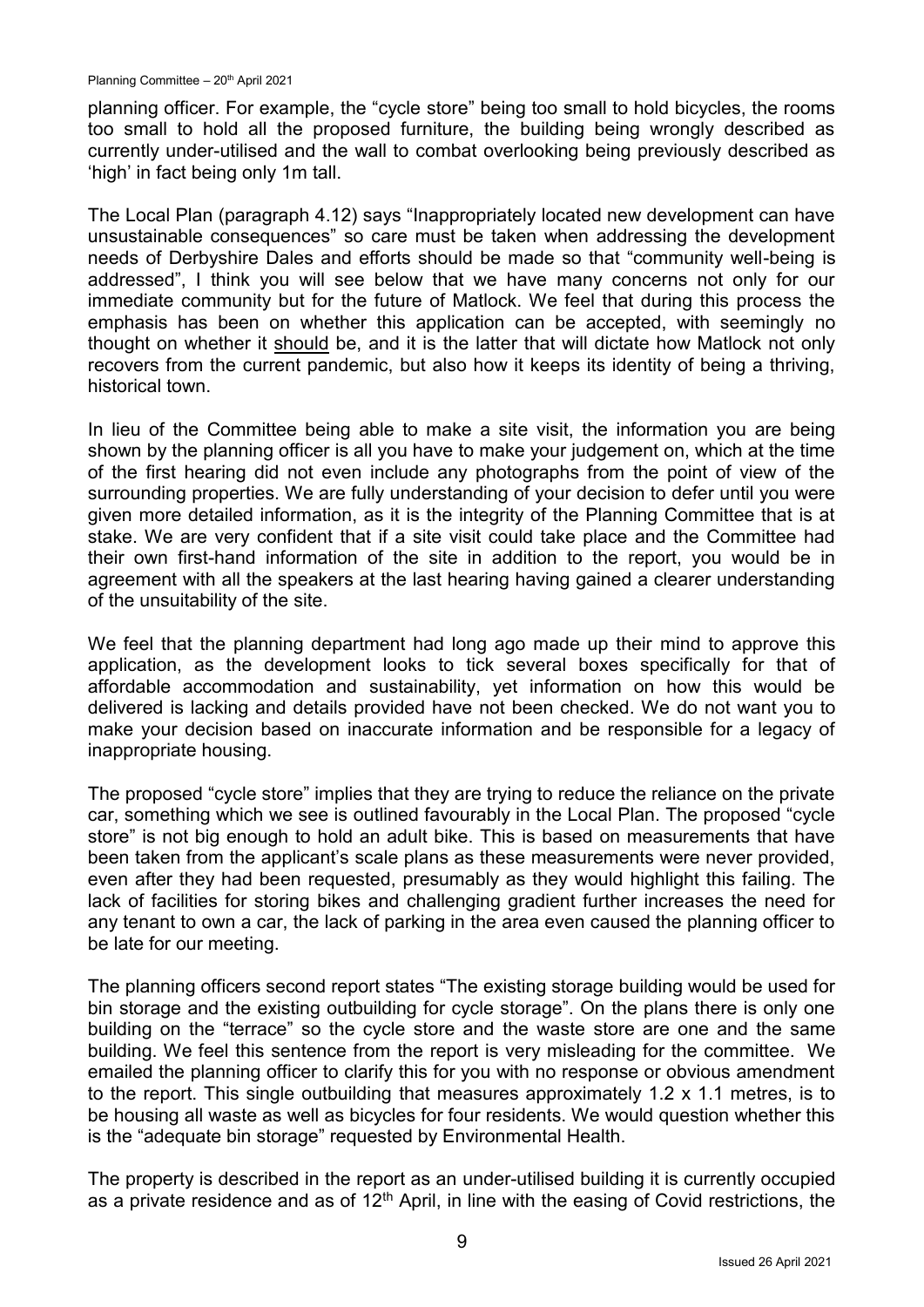planning officer. For example, the "cycle store" being too small to hold bicycles, the rooms too small to hold all the proposed furniture, the building being wrongly described as currently under-utilised and the wall to combat overlooking being previously described as 'high' in fact being only 1m tall.

The Local Plan (paragraph 4.12) says "Inappropriately located new development can have unsustainable consequences" so care must be taken when addressing the development needs of Derbyshire Dales and efforts should be made so that "community well-being is addressed", I think you will see below that we have many concerns not only for our immediate community but for the future of Matlock. We feel that during this process the emphasis has been on whether this application can be accepted, with seemingly no thought on whether it should be, and it is the latter that will dictate how Matlock not only recovers from the current pandemic, but also how it keeps its identity of being a thriving, historical town.

In lieu of the Committee being able to make a site visit, the information you are being shown by the planning officer is all you have to make your judgement on, which at the time of the first hearing did not even include any photographs from the point of view of the surrounding properties. We are fully understanding of your decision to defer until you were given more detailed information, as it is the integrity of the Planning Committee that is at stake. We are very confident that if a site visit could take place and the Committee had their own first-hand information of the site in addition to the report, you would be in agreement with all the speakers at the last hearing having gained a clearer understanding of the unsuitability of the site.

We feel that the planning department had long ago made up their mind to approve this application, as the development looks to tick several boxes specifically for that of affordable accommodation and sustainability, yet information on how this would be delivered is lacking and details provided have not been checked. We do not want you to make your decision based on inaccurate information and be responsible for a legacy of inappropriate housing.

The proposed "cycle store" implies that they are trying to reduce the reliance on the private car, something which we see is outlined favourably in the Local Plan. The proposed "cycle store" is not big enough to hold an adult bike. This is based on measurements that have been taken from the applicant's scale plans as these measurements were never provided, even after they had been requested, presumably as they would highlight this failing. The lack of facilities for storing bikes and challenging gradient further increases the need for any tenant to own a car, the lack of parking in the area even caused the planning officer to be late for our meeting.

The planning officers second report states "The existing storage building would be used for bin storage and the existing outbuilding for cycle storage". On the plans there is only one building on the "terrace" so the cycle store and the waste store are one and the same building. We feel this sentence from the report is very misleading for the committee. We emailed the planning officer to clarify this for you with no response or obvious amendment to the report. This single outbuilding that measures approximately 1.2 x 1.1 metres, is to be housing all waste as well as bicycles for four residents. We would question whether this is the "adequate bin storage" requested by Environmental Health.

The property is described in the report as an under-utilised building it is currently occupied as a private residence and as of 12th April, in line with the easing of Covid restrictions, the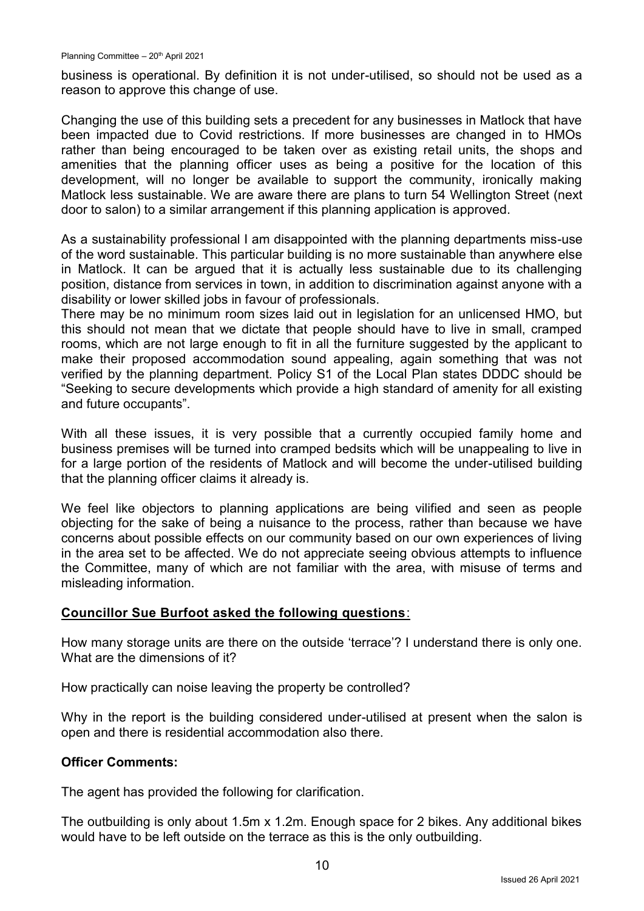business is operational. By definition it is not under-utilised, so should not be used as a reason to approve this change of use.

Changing the use of this building sets a precedent for any businesses in Matlock that have been impacted due to Covid restrictions. If more businesses are changed in to HMOs rather than being encouraged to be taken over as existing retail units, the shops and amenities that the planning officer uses as being a positive for the location of this development, will no longer be available to support the community, ironically making Matlock less sustainable. We are aware there are plans to turn 54 Wellington Street (next door to salon) to a similar arrangement if this planning application is approved.

As a sustainability professional I am disappointed with the planning departments miss-use of the word sustainable. This particular building is no more sustainable than anywhere else in Matlock. It can be argued that it is actually less sustainable due to its challenging position, distance from services in town, in addition to discrimination against anyone with a disability or lower skilled jobs in favour of professionals.

There may be no minimum room sizes laid out in legislation for an unlicensed HMO, but this should not mean that we dictate that people should have to live in small, cramped rooms, which are not large enough to fit in all the furniture suggested by the applicant to make their proposed accommodation sound appealing, again something that was not verified by the planning department. Policy S1 of the Local Plan states DDDC should be "Seeking to secure developments which provide a high standard of amenity for all existing and future occupants".

With all these issues, it is very possible that a currently occupied family home and business premises will be turned into cramped bedsits which will be unappealing to live in for a large portion of the residents of Matlock and will become the under-utilised building that the planning officer claims it already is.

We feel like objectors to planning applications are being vilified and seen as people objecting for the sake of being a nuisance to the process, rather than because we have concerns about possible effects on our community based on our own experiences of living in the area set to be affected. We do not appreciate seeing obvious attempts to influence the Committee, many of which are not familiar with the area, with misuse of terms and misleading information.

**Councillor Sue Burfoot asked the following questions**:

How many storage units are there on the outside 'terrace'? I understand there is only one. What are the dimensions of it?

How practically can noise leaving the property be controlled?

Why in the report is the building considered under-utilised at present when the salon is open and there is residential accommodation also there.

**Officer Comments:**

The agent has provided the following for clarification.

The outbuilding is only about 1.5m x 1.2m. Enough space for 2 bikes. Any additional bikes would have to be left outside on the terrace as this is the only outbuilding.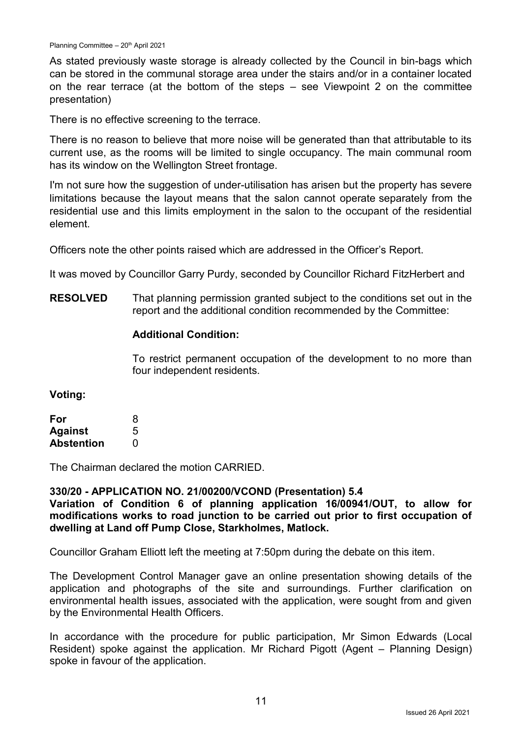As stated previously waste storage is already collected by the Council in bin-bags which can be stored in the communal storage area under the stairs and/or in a container located on the rear terrace (at the bottom of the steps – see Viewpoint 2 on the committee presentation)

There is no effective screening to the terrace.

There is no reason to believe that more noise will be generated than that attributable to its current use, as the rooms will be limited to single occupancy. The main communal room has its window on the Wellington Street frontage.

I'm not sure how the suggestion of under-utilisation has arisen but the property has severe limitations because the layout means that the salon cannot operate separately from the residential use and this limits employment in the salon to the occupant of the residential element.

Officers note the other points raised which are addressed in the Officer's Report.

It was moved by Councillor Garry Purdy, seconded by Councillor Richard FitzHerbert and

**RESOLVED** That planning permission granted subject to the conditions set out in the report and the additional condition recommended by the Committee:

**Additional Condition:**

To restrict permanent occupation of the development to no more than four independent residents.

**Voting:**

| | |
|---|---|
| **For** | 8 |
| **Against** | 5 |
| **Abstention** | 0 |

The Chairman declared the motion CARRIED.

**330/20 - APPLICATION NO. 21/00200/VCOND (Presentation) 5.4**
**Variation of Condition 6 of planning application 16/00941/OUT, to allow for modifications works to road junction to be carried out prior to first occupation of dwelling at Land off Pump Close, Starkholmes, Matlock.**

Councillor Graham Elliott left the meeting at 7:50pm during the debate on this item.

The Development Control Manager gave an online presentation showing details of the application and photographs of the site and surroundings. Further clarification on environmental health issues, associated with the application, were sought from and given by the Environmental Health Officers.

In accordance with the procedure for public participation, Mr Simon Edwards (Local Resident) spoke against the application. Mr Richard Pigott (Agent – Planning Design) spoke in favour of the application.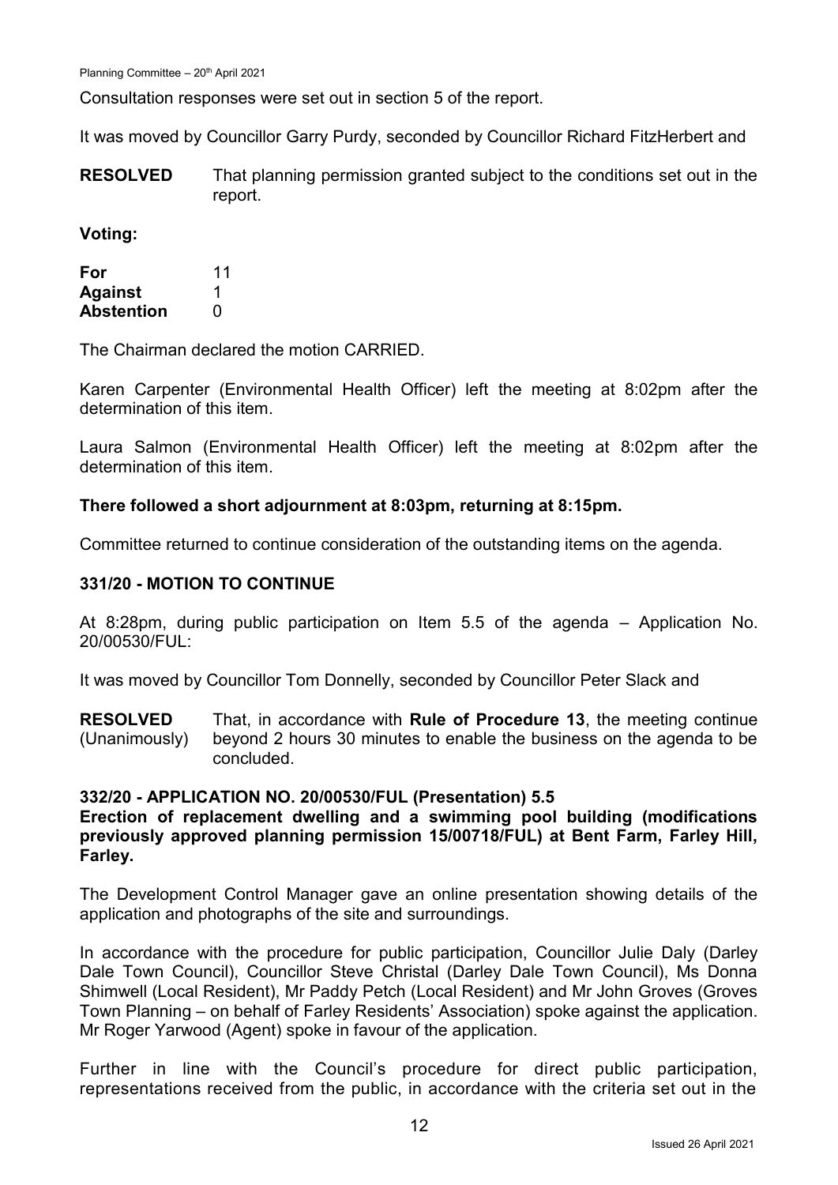Consultation responses were set out in section 5 of the report.

It was moved by Councillor Garry Purdy, seconded by Councillor Richard FitzHerbert and

**RESOLVED** That planning permission granted subject to the conditions set out in the report.

**Voting:**

| | |
|---|---|
| **For** | 11 |
| **Against** | 1 |
| **Abstention** | 0 |

The Chairman declared the motion CARRIED.

Karen Carpenter (Environmental Health Officer) left the meeting at 8:02pm after the determination of this item.

Laura Salmon (Environmental Health Officer) left the meeting at 8:02pm after the determination of this item.

**There followed a short adjournment at 8:03pm, returning at 8:15pm.**

Committee returned to continue consideration of the outstanding items on the agenda.

### 331/20 - MOTION TO CONTINUE

At 8:28pm, during public participation on Item 5.5 of the agenda – Application No. 20/00530/FUL:

It was moved by Councillor Tom Donnelly, seconded by Councillor Peter Slack and

**RESOLVED** (Unanimously) That, in accordance with **Rule of Procedure 13**, the meeting continue beyond 2 hours 30 minutes to enable the business on the agenda to be concluded.

### 332/20 - APPLICATION NO. 20/00530/FUL (Presentation) 5.5

**Erection of replacement dwelling and a swimming pool building (modifications previously approved planning permission 15/00718/FUL) at Bent Farm, Farley Hill, Farley.**

The Development Control Manager gave an online presentation showing details of the application and photographs of the site and surroundings.

In accordance with the procedure for public participation, Councillor Julie Daly (Darley Dale Town Council), Councillor Steve Christal (Darley Dale Town Council), Ms Donna Shimwell (Local Resident), Mr Paddy Petch (Local Resident) and Mr John Groves (Groves Town Planning – on behalf of Farley Residents' Association) spoke against the application. Mr Roger Yarwood (Agent) spoke in favour of the application.

Further in line with the Council's procedure for direct public participation, representations received from the public, in accordance with the criteria set out in the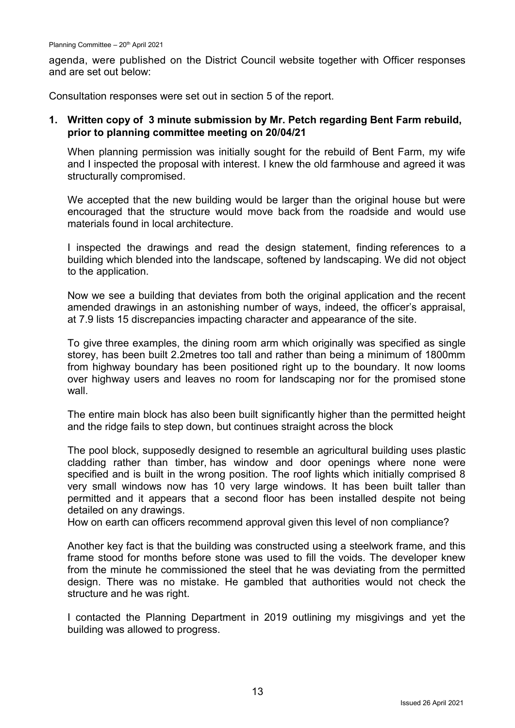agenda, were published on the District Council website together with Officer responses and are set out below:

Consultation responses were set out in section 5 of the report.

1. **Written copy of 3 minute submission by Mr. Petch regarding Bent Farm rebuild, prior to planning committee meeting on 20/04/21**

   When planning permission was initially sought for the rebuild of Bent Farm, my wife and I inspected the proposal with interest. I knew the old farmhouse and agreed it was structurally compromised.

   We accepted that the new building would be larger than the original house but were encouraged that the structure would move back from the roadside and would use materials found in local architecture.

   I inspected the drawings and read the design statement, finding references to a building which blended into the landscape, softened by landscaping. We did not object to the application.

   Now we see a building that deviates from both the original application and the recent amended drawings in an astonishing number of ways, indeed, the officer's appraisal, at 7.9 lists 15 discrepancies impacting character and appearance of the site.

   To give three examples, the dining room arm which originally was specified as single storey, has been built 2.2metres too tall and rather than being a minimum of 1800mm from highway boundary has been positioned right up to the boundary. It now looms over highway users and leaves no room for landscaping nor for the promised stone wall.

   The entire main block has also been built significantly higher than the permitted height and the ridge fails to step down, but continues straight across the block

   The pool block, supposedly designed to resemble an agricultural building uses plastic cladding rather than timber, has window and door openings where none were specified and is built in the wrong position. The roof lights which initially comprised 8 very small windows now has 10 very large windows. It has been built taller than permitted and it appears that a second floor has been installed despite not being detailed on any drawings.
   How on earth can officers recommend approval given this level of non compliance?

   Another key fact is that the building was constructed using a steelwork frame, and this frame stood for months before stone was used to fill the voids. The developer knew from the minute he commissioned the steel that he was deviating from the permitted design. There was no mistake. He gambled that authorities would not check the structure and he was right.

   I contacted the Planning Department in 2019 outlining my misgivings and yet the building was allowed to progress.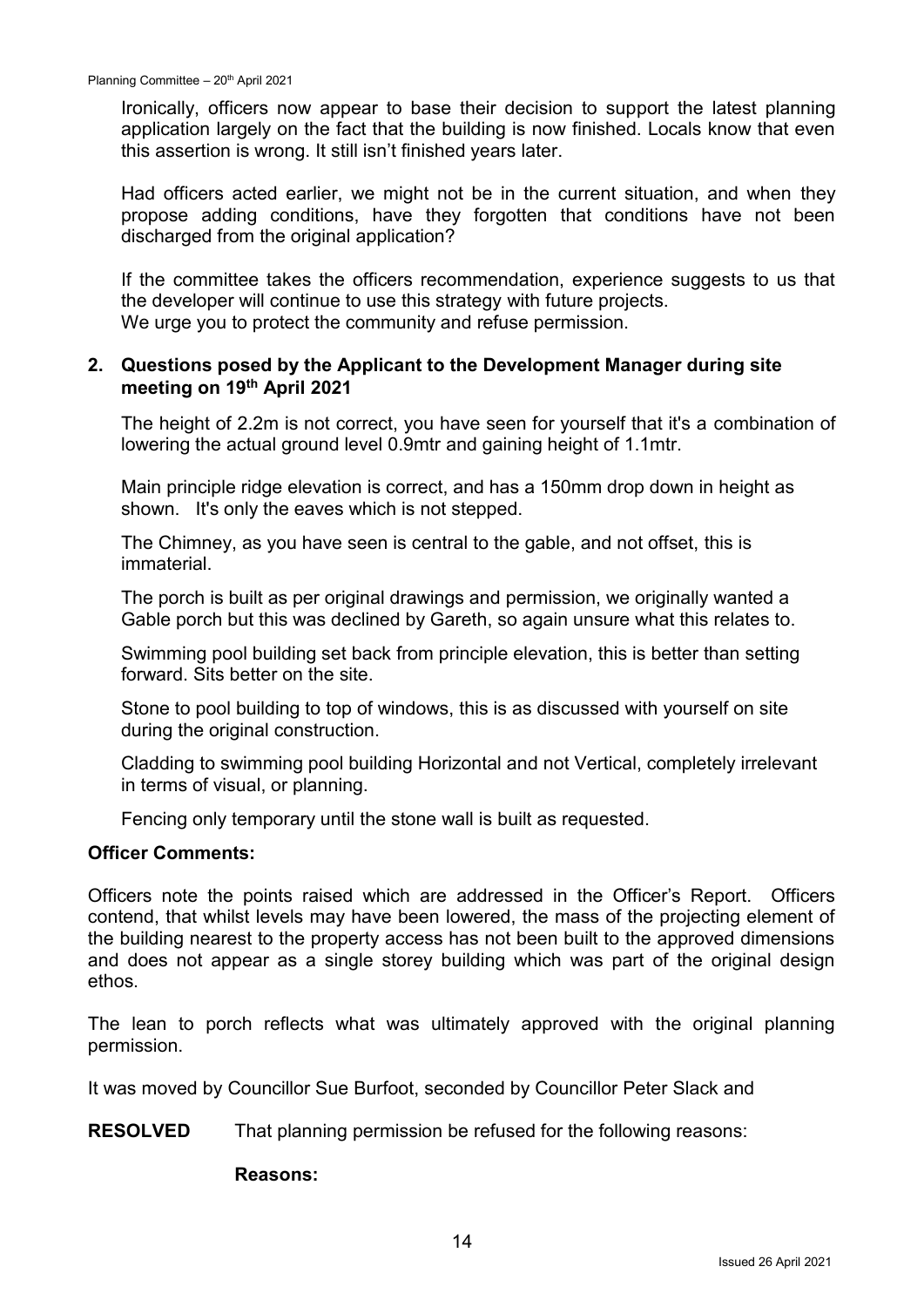Ironically, officers now appear to base their decision to support the latest planning application largely on the fact that the building is now finished. Locals know that even this assertion is wrong. It still isn't finished years later.

Had officers acted earlier, we might not be in the current situation, and when they propose adding conditions, have they forgotten that conditions have not been discharged from the original application?

If the committee takes the officers recommendation, experience suggests to us that the developer will continue to use this strategy with future projects. We urge you to protect the community and refuse permission.

**2. Questions posed by the Applicant to the Development Manager during site meeting on 19th April 2021**

The height of 2.2m is not correct, you have seen for yourself that it's a combination of lowering the actual ground level 0.9mtr and gaining height of 1.1mtr.

Main principle ridge elevation is correct, and has a 150mm drop down in height as shown. It's only the eaves which is not stepped.

The Chimney, as you have seen is central to the gable, and not offset, this is immaterial.

The porch is built as per original drawings and permission, we originally wanted a Gable porch but this was declined by Gareth, so again unsure what this relates to.

Swimming pool building set back from principle elevation, this is better than setting forward. Sits better on the site.

Stone to pool building to top of windows, this is as discussed with yourself on site during the original construction.

Cladding to swimming pool building Horizontal and not Vertical, completely irrelevant in terms of visual, or planning.

Fencing only temporary until the stone wall is built as requested.

**Officer Comments:**

Officers note the points raised which are addressed in the Officer's Report. Officers contend, that whilst levels may have been lowered, the mass of the projecting element of the building nearest to the property access has not been built to the approved dimensions and does not appear as a single storey building which was part of the original design ethos.

The lean to porch reflects what was ultimately approved with the original planning permission.

It was moved by Councillor Sue Burfoot, seconded by Councillor Peter Slack and

**RESOLVED** That planning permission be refused for the following reasons:

**Reasons:**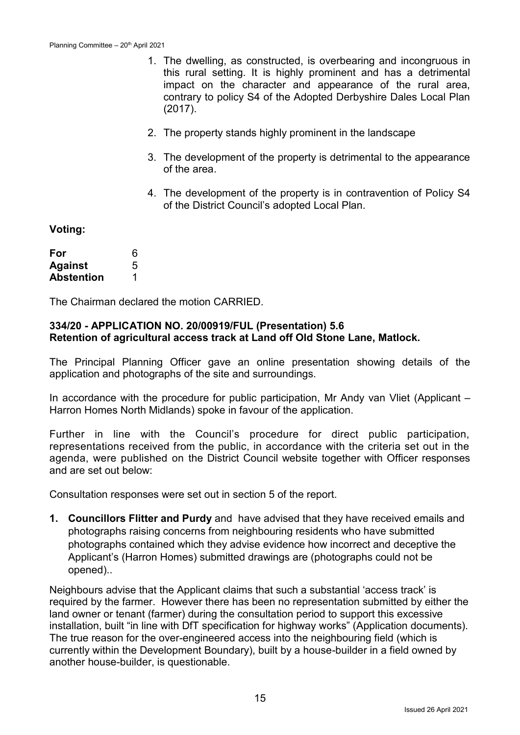1. The dwelling, as constructed, is overbearing and incongruous in this rural setting. It is highly prominent and has a detrimental impact on the character and appearance of the rural area, contrary to policy S4 of the Adopted Derbyshire Dales Local Plan (2017).

2. The property stands highly prominent in the landscape

3. The development of the property is detrimental to the appearance of the area.

4. The development of the property is in contravention of Policy S4 of the District Council's adopted Local Plan.

**Voting:**

| | |
|---|---|
| **For** | 6 |
| **Against** | 5 |
| **Abstention** | 1 |

The Chairman declared the motion CARRIED.

**334/20 - APPLICATION NO. 20/00919/FUL (Presentation) 5.6**
**Retention of agricultural access track at Land off Old Stone Lane, Matlock.**

The Principal Planning Officer gave an online presentation showing details of the application and photographs of the site and surroundings.

In accordance with the procedure for public participation, Mr Andy van Vliet (Applicant – Harron Homes North Midlands) spoke in favour of the application.

Further in line with the Council's procedure for direct public participation, representations received from the public, in accordance with the criteria set out in the agenda, were published on the District Council website together with Officer responses and are set out below:

Consultation responses were set out in section 5 of the report.

1. **Councillors Flitter and Purdy** and have advised that they have received emails and photographs raising concerns from neighbouring residents who have submitted photographs contained which they advise evidence how incorrect and deceptive the Applicant's (Harron Homes) submitted drawings are (photographs could not be opened)..

Neighbours advise that the Applicant claims that such a substantial 'access track' is required by the farmer. However there has been no representation submitted by either the land owner or tenant (farmer) during the consultation period to support this excessive installation, built "in line with DfT specification for highway works" (Application documents). The true reason for the over-engineered access into the neighbouring field (which is currently within the Development Boundary), built by a house-builder in a field owned by another house-builder, is questionable.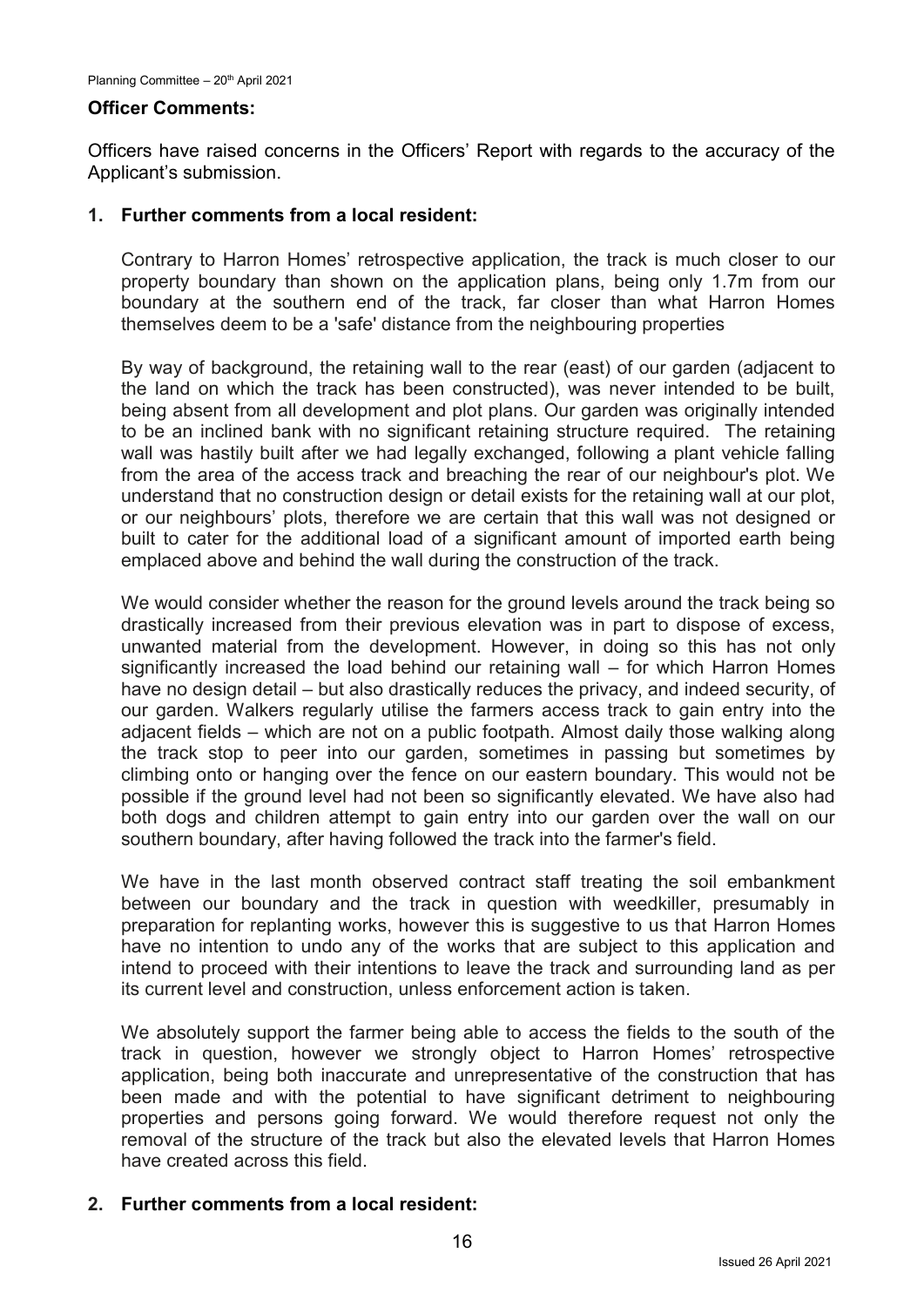**Officer Comments:**

Officers have raised concerns in the Officers' Report with regards to the accuracy of the Applicant's submission.

**1. Further comments from a local resident:**

Contrary to Harron Homes' retrospective application, the track is much closer to our property boundary than shown on the application plans, being only 1.7m from our boundary at the southern end of the track, far closer than what Harron Homes themselves deem to be a 'safe' distance from the neighbouring properties

By way of background, the retaining wall to the rear (east) of our garden (adjacent to the land on which the track has been constructed), was never intended to be built, being absent from all development and plot plans. Our garden was originally intended to be an inclined bank with no significant retaining structure required. The retaining wall was hastily built after we had legally exchanged, following a plant vehicle falling from the area of the access track and breaching the rear of our neighbour's plot. We understand that no construction design or detail exists for the retaining wall at our plot, or our neighbours' plots, therefore we are certain that this wall was not designed or built to cater for the additional load of a significant amount of imported earth being emplaced above and behind the wall during the construction of the track.

We would consider whether the reason for the ground levels around the track being so drastically increased from their previous elevation was in part to dispose of excess, unwanted material from the development. However, in doing so this has not only significantly increased the load behind our retaining wall – for which Harron Homes have no design detail – but also drastically reduces the privacy, and indeed security, of our garden. Walkers regularly utilise the farmers access track to gain entry into the adjacent fields – which are not on a public footpath. Almost daily those walking along the track stop to peer into our garden, sometimes in passing but sometimes by climbing onto or hanging over the fence on our eastern boundary. This would not be possible if the ground level had not been so significantly elevated. We have also had both dogs and children attempt to gain entry into our garden over the wall on our southern boundary, after having followed the track into the farmer's field.

We have in the last month observed contract staff treating the soil embankment between our boundary and the track in question with weedkiller, presumably in preparation for replanting works, however this is suggestive to us that Harron Homes have no intention to undo any of the works that are subject to this application and intend to proceed with their intentions to leave the track and surrounding land as per its current level and construction, unless enforcement action is taken.

We absolutely support the farmer being able to access the fields to the south of the track in question, however we strongly object to Harron Homes' retrospective application, being both inaccurate and unrepresentative of the construction that has been made and with the potential to have significant detriment to neighbouring properties and persons going forward. We would therefore request not only the removal of the structure of the track but also the elevated levels that Harron Homes have created across this field.

**2. Further comments from a local resident:**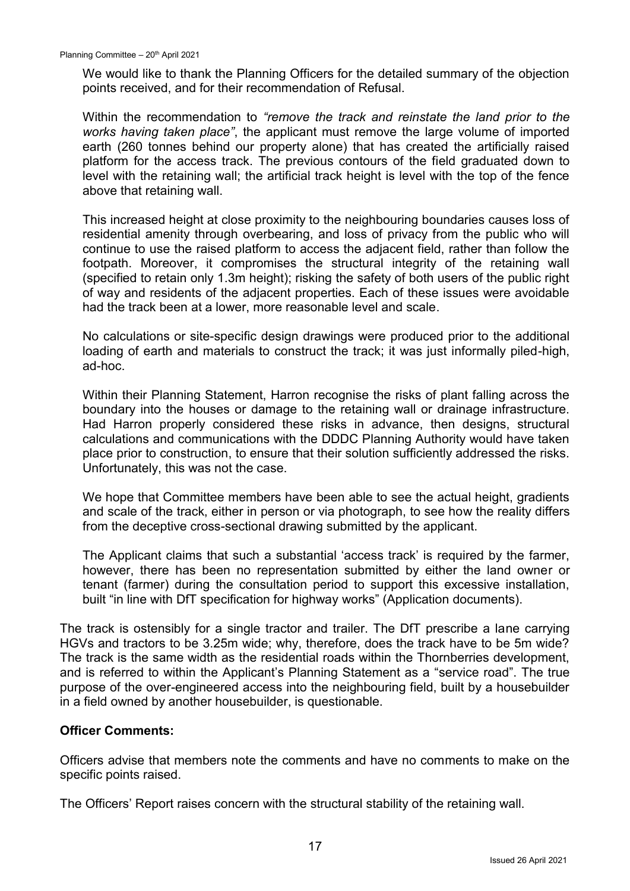We would like to thank the Planning Officers for the detailed summary of the objection points received, and for their recommendation of Refusal.

Within the recommendation to *"remove the track and reinstate the land prior to the works having taken place"*, the applicant must remove the large volume of imported earth (260 tonnes behind our property alone) that has created the artificially raised platform for the access track. The previous contours of the field graduated down to level with the retaining wall; the artificial track height is level with the top of the fence above that retaining wall.

This increased height at close proximity to the neighbouring boundaries causes loss of residential amenity through overbearing, and loss of privacy from the public who will continue to use the raised platform to access the adjacent field, rather than follow the footpath. Moreover, it compromises the structural integrity of the retaining wall (specified to retain only 1.3m height); risking the safety of both users of the public right of way and residents of the adjacent properties. Each of these issues were avoidable had the track been at a lower, more reasonable level and scale.

No calculations or site-specific design drawings were produced prior to the additional loading of earth and materials to construct the track; it was just informally piled-high, ad-hoc.

Within their Planning Statement, Harron recognise the risks of plant falling across the boundary into the houses or damage to the retaining wall or drainage infrastructure. Had Harron properly considered these risks in advance, then designs, structural calculations and communications with the DDDC Planning Authority would have taken place prior to construction, to ensure that their solution sufficiently addressed the risks. Unfortunately, this was not the case.

We hope that Committee members have been able to see the actual height, gradients and scale of the track, either in person or via photograph, to see how the reality differs from the deceptive cross-sectional drawing submitted by the applicant.

The Applicant claims that such a substantial 'access track' is required by the farmer, however, there has been no representation submitted by either the land owner or tenant (farmer) during the consultation period to support this excessive installation, built "in line with DfT specification for highway works" (Application documents).

The track is ostensibly for a single tractor and trailer. The DfT prescribe a lane carrying HGVs and tractors to be 3.25m wide; why, therefore, does the track have to be 5m wide? The track is the same width as the residential roads within the Thornberries development, and is referred to within the Applicant's Planning Statement as a "service road". The true purpose of the over-engineered access into the neighbouring field, built by a housebuilder in a field owned by another housebuilder, is questionable.

**Officer Comments:**

Officers advise that members note the comments and have no comments to make on the specific points raised.

The Officers' Report raises concern with the structural stability of the retaining wall.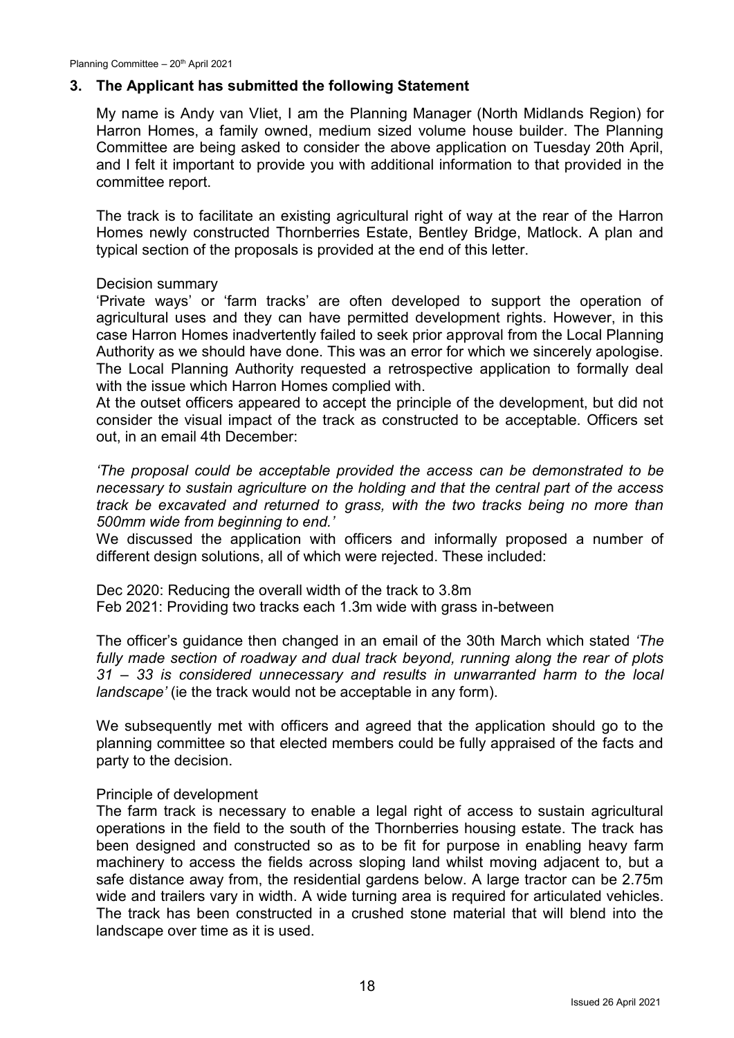## 3. The Applicant has submitted the following Statement

My name is Andy van Vliet, I am the Planning Manager (North Midlands Region) for Harron Homes, a family owned, medium sized volume house builder. The Planning Committee are being asked to consider the above application on Tuesday 20th April, and I felt it important to provide you with additional information to that provided in the committee report.

The track is to facilitate an existing agricultural right of way at the rear of the Harron Homes newly constructed Thornberries Estate, Bentley Bridge, Matlock. A plan and typical section of the proposals is provided at the end of this letter.

Decision summary

'Private ways' or 'farm tracks' are often developed to support the operation of agricultural uses and they can have permitted development rights. However, in this case Harron Homes inadvertently failed to seek prior approval from the Local Planning Authority as we should have done. This was an error for which we sincerely apologise. The Local Planning Authority requested a retrospective application to formally deal with the issue which Harron Homes complied with.

At the outset officers appeared to accept the principle of the development, but did not consider the visual impact of the track as constructed to be acceptable. Officers set out, in an email 4th December:

*'The proposal could be acceptable provided the access can be demonstrated to be necessary to sustain agriculture on the holding and that the central part of the access track be excavated and returned to grass, with the two tracks being no more than 500mm wide from beginning to end.'*

We discussed the application with officers and informally proposed a number of different design solutions, all of which were rejected. These included:

Dec 2020: Reducing the overall width of the track to 3.8m
Feb 2021: Providing two tracks each 1.3m wide with grass in-between

The officer's guidance then changed in an email of the 30th March which stated *'The fully made section of roadway and dual track beyond, running along the rear of plots 31 – 33 is considered unnecessary and results in unwarranted harm to the local landscape'* (ie the track would not be acceptable in any form).

We subsequently met with officers and agreed that the application should go to the planning committee so that elected members could be fully appraised of the facts and party to the decision.

Principle of development

The farm track is necessary to enable a legal right of access to sustain agricultural operations in the field to the south of the Thornberries housing estate. The track has been designed and constructed so as to be fit for purpose in enabling heavy farm machinery to access the fields across sloping land whilst moving adjacent to, but a safe distance away from, the residential gardens below. A large tractor can be 2.75m wide and trailers vary in width. A wide turning area is required for articulated vehicles. The track has been constructed in a crushed stone material that will blend into the landscape over time as it is used.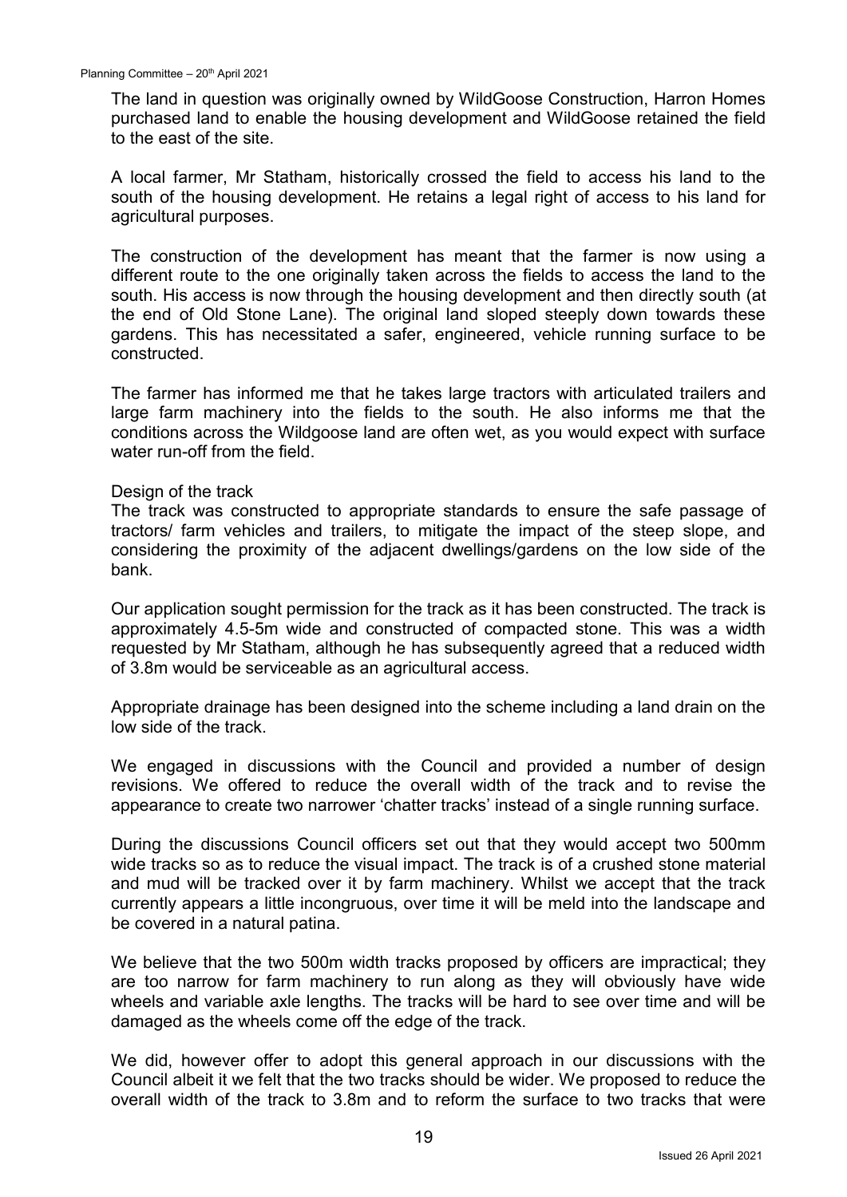The land in question was originally owned by WildGoose Construction, Harron Homes purchased land to enable the housing development and WildGoose retained the field to the east of the site.

A local farmer, Mr Statham, historically crossed the field to access his land to the south of the housing development. He retains a legal right of access to his land for agricultural purposes.

The construction of the development has meant that the farmer is now using a different route to the one originally taken across the fields to access the land to the south. His access is now through the housing development and then directly south (at the end of Old Stone Lane). The original land sloped steeply down towards these gardens. This has necessitated a safer, engineered, vehicle running surface to be constructed.

The farmer has informed me that he takes large tractors with articulated trailers and large farm machinery into the fields to the south. He also informs me that the conditions across the Wildgoose land are often wet, as you would expect with surface water run-off from the field.

Design of the track

The track was constructed to appropriate standards to ensure the safe passage of tractors/ farm vehicles and trailers, to mitigate the impact of the steep slope, and considering the proximity of the adjacent dwellings/gardens on the low side of the bank.

Our application sought permission for the track as it has been constructed. The track is approximately 4.5-5m wide and constructed of compacted stone. This was a width requested by Mr Statham, although he has subsequently agreed that a reduced width of 3.8m would be serviceable as an agricultural access.

Appropriate drainage has been designed into the scheme including a land drain on the low side of the track.

We engaged in discussions with the Council and provided a number of design revisions. We offered to reduce the overall width of the track and to revise the appearance to create two narrower 'chatter tracks' instead of a single running surface.

During the discussions Council officers set out that they would accept two 500mm wide tracks so as to reduce the visual impact. The track is of a crushed stone material and mud will be tracked over it by farm machinery. Whilst we accept that the track currently appears a little incongruous, over time it will be meld into the landscape and be covered in a natural patina.

We believe that the two 500m width tracks proposed by officers are impractical; they are too narrow for farm machinery to run along as they will obviously have wide wheels and variable axle lengths. The tracks will be hard to see over time and will be damaged as the wheels come off the edge of the track.

We did, however offer to adopt this general approach in our discussions with the Council albeit it we felt that the two tracks should be wider. We proposed to reduce the overall width of the track to 3.8m and to reform the surface to two tracks that were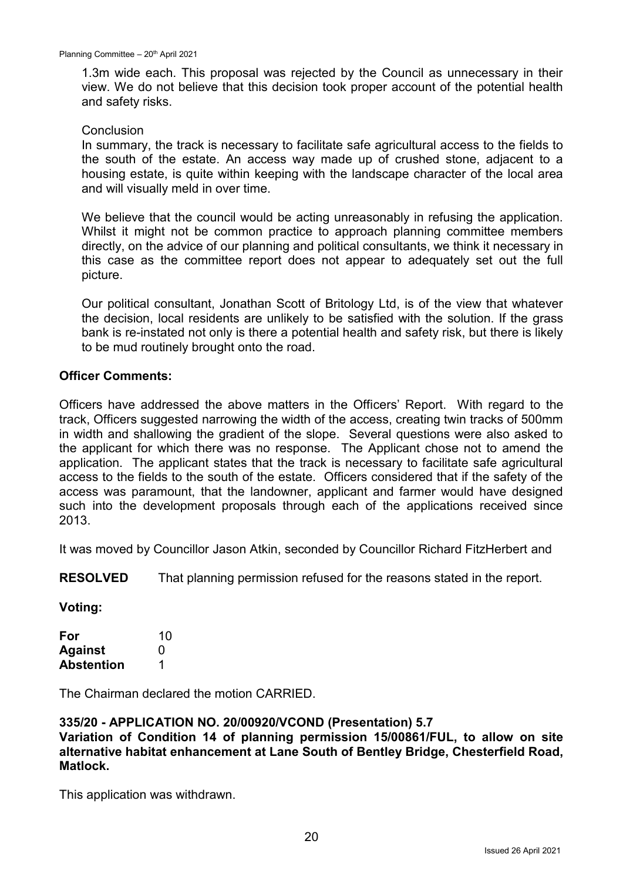1.3m wide each. This proposal was rejected by the Council as unnecessary in their view. We do not believe that this decision took proper account of the potential health and safety risks.

Conclusion

In summary, the track is necessary to facilitate safe agricultural access to the fields to the south of the estate. An access way made up of crushed stone, adjacent to a housing estate, is quite within keeping with the landscape character of the local area and will visually meld in over time.

We believe that the council would be acting unreasonably in refusing the application. Whilst it might not be common practice to approach planning committee members directly, on the advice of our planning and political consultants, we think it necessary in this case as the committee report does not appear to adequately set out the full picture.

Our political consultant, Jonathan Scott of Britology Ltd, is of the view that whatever the decision, local residents are unlikely to be satisfied with the solution. If the grass bank is re-instated not only is there a potential health and safety risk, but there is likely to be mud routinely brought onto the road.

**Officer Comments:**

Officers have addressed the above matters in the Officers' Report. With regard to the track, Officers suggested narrowing the width of the access, creating twin tracks of 500mm in width and shallowing the gradient of the slope. Several questions were also asked to the applicant for which there was no response. The Applicant chose not to amend the application. The applicant states that the track is necessary to facilitate safe agricultural access to the fields to the south of the estate. Officers considered that if the safety of the access was paramount, that the landowner, applicant and farmer would have designed such into the development proposals through each of the applications received since 2013.

It was moved by Councillor Jason Atkin, seconded by Councillor Richard FitzHerbert and

**RESOLVED** That planning permission refused for the reasons stated in the report.

**Voting:**

| | |
|---|---|
| **For** | 10 |
| **Against** | 0 |
| **Abstention** | 1 |

The Chairman declared the motion CARRIED.

**335/20 - APPLICATION NO. 20/00920/VCOND (Presentation) 5.7**
**Variation of Condition 14 of planning permission 15/00861/FUL, to allow on site alternative habitat enhancement at Lane South of Bentley Bridge, Chesterfield Road, Matlock.**

This application was withdrawn.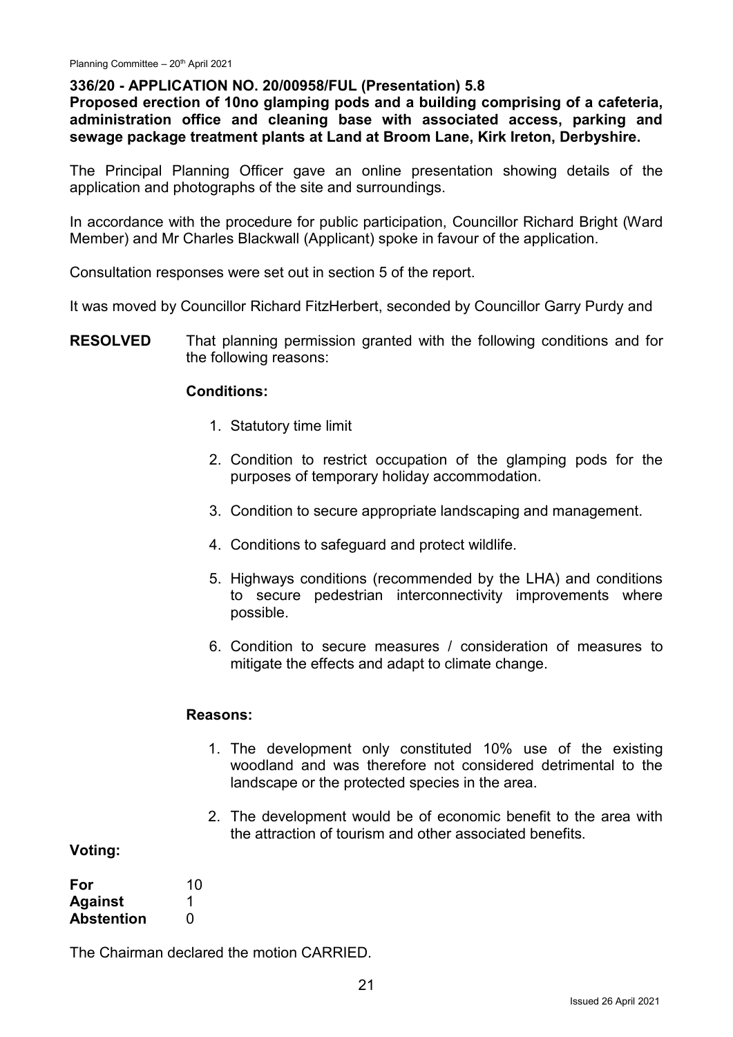**336/20 - APPLICATION NO. 20/00958/FUL (Presentation) 5.8**
**Proposed erection of 10no glamping pods and a building comprising of a cafeteria, administration office and cleaning base with associated access, parking and sewage package treatment plants at Land at Broom Lane, Kirk Ireton, Derbyshire.**

The Principal Planning Officer gave an online presentation showing details of the application and photographs of the site and surroundings.

In accordance with the procedure for public participation, Councillor Richard Bright (Ward Member) and Mr Charles Blackwall (Applicant) spoke in favour of the application.

Consultation responses were set out in section 5 of the report.

It was moved by Councillor Richard FitzHerbert, seconded by Councillor Garry Purdy and

**RESOLVED** That planning permission granted with the following conditions and for the following reasons:

**Conditions:**

1. Statutory time limit
2. Condition to restrict occupation of the glamping pods for the purposes of temporary holiday accommodation.
3. Condition to secure appropriate landscaping and management.
4. Conditions to safeguard and protect wildlife.
5. Highways conditions (recommended by the LHA) and conditions to secure pedestrian interconnectivity improvements where possible.
6. Condition to secure measures / consideration of measures to mitigate the effects and adapt to climate change.

**Reasons:**

1. The development only constituted 10% use of the existing woodland and was therefore not considered detrimental to the landscape or the protected species in the area.
2. The development would be of economic benefit to the area with the attraction of tourism and other associated benefits.

**Voting:**

| | |
|---|---|
| **For** | 10 |
| **Against** | 1 |
| **Abstention** | 0 |

The Chairman declared the motion CARRIED.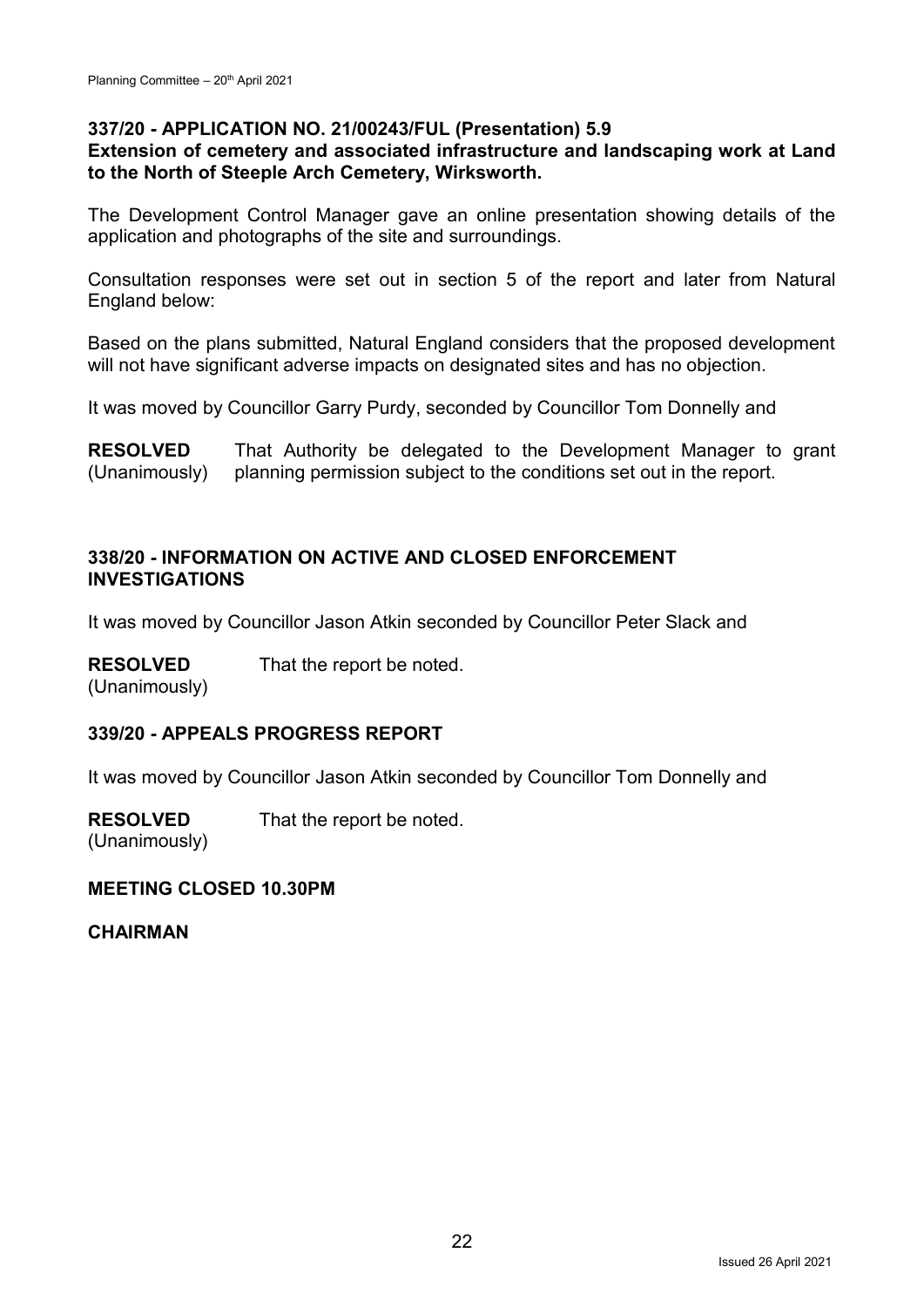### 337/20 - APPLICATION NO. 21/00243/FUL (Presentation) 5.9

**Extension of cemetery and associated infrastructure and landscaping work at Land to the North of Steeple Arch Cemetery, Wirksworth.**

The Development Control Manager gave an online presentation showing details of the application and photographs of the site and surroundings.

Consultation responses were set out in section 5 of the report and later from Natural England below:

Based on the plans submitted, Natural England considers that the proposed development will not have significant adverse impacts on designated sites and has no objection.

It was moved by Councillor Garry Purdy, seconded by Councillor Tom Donnelly and

**RESOLVED** (Unanimously) That Authority be delegated to the Development Manager to grant planning permission subject to the conditions set out in the report.

### 338/20 - INFORMATION ON ACTIVE AND CLOSED ENFORCEMENT INVESTIGATIONS

It was moved by Councillor Jason Atkin seconded by Councillor Peter Slack and

**RESOLVED** (Unanimously) That the report be noted.

### 339/20 - APPEALS PROGRESS REPORT

It was moved by Councillor Jason Atkin seconded by Councillor Tom Donnelly and

**RESOLVED** (Unanimously) That the report be noted.

**MEETING CLOSED 10.30PM**

**CHAIRMAN**